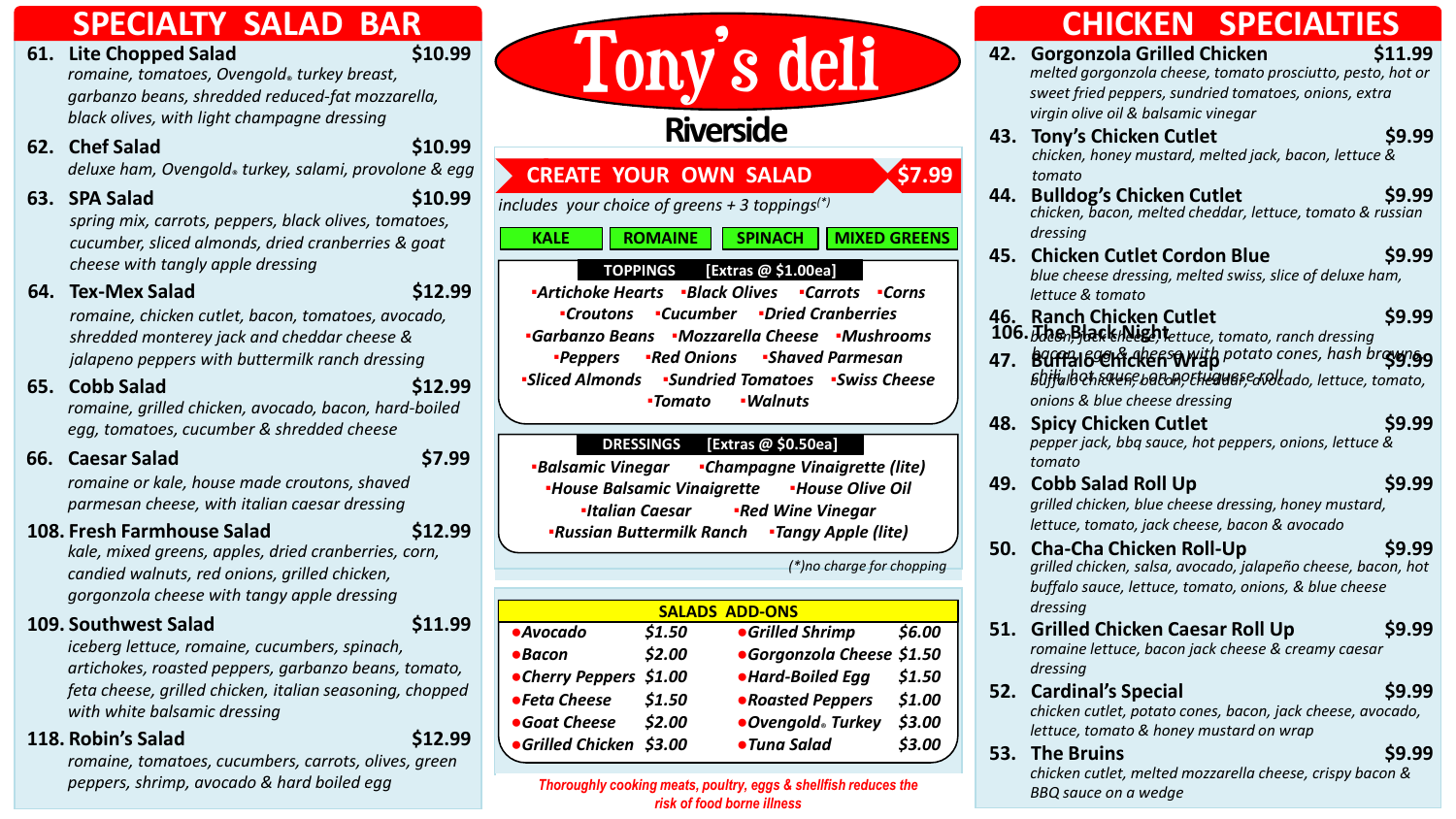# SPECIALTY SALAD BAR

**61. Lite Chopped Salad** — $10.99
*romaine, tomatoes, Ovengold® turkey breast, garbanzo beans, shredded reduced-fat mozzarella, black olives, with light champagne dressing*

**62. Chef Salad** — $10.99
*deluxe ham, Ovengold® turkey, salami, provolone & egg*

**63. SPA Salad** — $10.99
*spring mix, carrots, peppers, black olives, tomatoes, cucumber, sliced almonds, dried cranberries & goat cheese with tangly apple dressing*

**64. Tex-Mex Salad** — $12.99
*romaine, chicken cutlet, bacon, tomatoes, avocado, shredded monterey jack and cheddar cheese & jalapeno peppers with buttermilk ranch dressing*

**65. Cobb Salad** — $12.99
*romaine, grilled chicken, avocado, bacon, hard-boiled egg, tomatoes, cucumber & shredded cheese*

**66. Caesar Salad** — $7.99
*romaine or kale, house made croutons, shaved parmesan cheese, with italian caesar dressing*

**108. Fresh Farmhouse Salad** — $12.99
*kale, mixed greens, apples, dried cranberries, corn, candied walnuts, red onions, grilled chicken, gorgonzola cheese with tangy apple dressing*

**109. Southwest Salad** — $11.99
*iceberg lettuce, romaine, cucumbers, spinach, artichokes, roasted peppers, garbanzo beans, tomato, feta cheese, grilled chicken, italian seasoning, chopped with white balsamic dressing*

**118. Robin's Salad** — $12.99
*romaine, tomatoes, cucumbers, carrots, olives, green peppers, shrimp, avocado & hard boiled egg*

# Tony's deli

## Riverside

## CREATE YOUR OWN SALAD — $7.99

*includes your choice of greens + 3 toppings(\*)*

KALE | ROMAINE | SPINACH | MIXED GREENS

### TOPPINGS [Extras @ $1.00ea]

- *Artichoke Hearts*
- *Black Olives*
- *Carrots*
- *Corns*
- *Croutons*
- *Cucumber*
- *Dried Cranberries*
- *Garbanzo Beans*
- *Mozzarella Cheese*
- *Mushrooms*
- *Peppers*
- *Red Onions*
- *Shaved Parmesan*
- *Sliced Almonds*
- *Sundried Tomatoes*
- *Swiss Cheese*
- *Tomato*
- *Walnuts*

### DRESSINGS [Extras @ $0.50ea]

- *Balsamic Vinegar*
- *Champagne Vinaigrette (lite)*
- *House Balsamic Vinaigrette*
- *House Olive Oil*
- *Italian Caesar*
- *Red Wine Vinegar*
- *Russian Buttermilk Ranch*
- *Tangy Apple (lite)*

*(\*)no charge for chopping*

### SALADS ADD-ONS

| Item | Price | Item | Price |
|---|---|---|---|
| Avocado | $1.50 | Grilled Shrimp | $6.00 |
| Bacon | $2.00 | Gorgonzola Cheese | $1.50 |
| Cherry Peppers | $1.00 | Hard-Boiled Egg | $1.50 |
| Feta Cheese | $1.50 | Roasted Peppers | $1.00 |
| Goat Cheese | $2.00 | Ovengold® Turkey | $3.00 |
| Grilled Chicken | $3.00 | Tuna Salad | $3.00 |

*Thoroughly cooking meats, poultry, eggs & shellfish reduces the risk of food borne illness*

# CHICKEN SPECIALTIES

**42. Gorgonzola Grilled Chicken** — $11.99
*melted gorgonzola cheese, tomato prosciutto, pesto, hot or sweet fried peppers, sundried tomatoes, onions, extra virgin olive oil & balsamic vinegar*

**43. Tony's Chicken Cutlet** — $9.99
*chicken, honey mustard, melted jack, bacon, lettuce & tomato*

**44. Bulldog's Chicken Cutlet** — $9.99
*chicken, bacon, melted cheddar, lettuce, tomato & russian dressing*

**45. Chicken Cutlet Cordon Blue** — $9.99
*blue cheese dressing, melted swiss, slice of deluxe ham, lettuce & tomato*

**46. Ranch Chicken Cutlet** — $9.99
*bacon, jack cheese, lettuce, tomato, ranch dressing*

**106. The Black Night**
*bacon, egg & cheese with potato cones, hash browns, chili hot sauce on portuguese roll*

**47. Buffalo Chicken Wrap** — $9.99
*buffalo chicken, bacon, cheddar, avocado, lettuce, tomato, onions & blue cheese dressing*

**48. Spicy Chicken Cutlet** — $9.99
*pepper jack, bbq sauce, hot peppers, onions, lettuce & tomato*

**49. Cobb Salad Roll Up** — $9.99
*grilled chicken, blue cheese dressing, honey mustard, lettuce, tomato, jack cheese, bacon & avocado*

**50. Cha-Cha Chicken Roll-Up** — $9.99
*grilled chicken, salsa, avocado, jalapeño cheese, bacon, hot buffalo sauce, lettuce, tomato, onions, & blue cheese dressing*

**51. Grilled Chicken Caesar Roll Up** — $9.99
*romaine lettuce, bacon jack cheese & creamy caesar dressing*

**52. Cardinal's Special** — $9.99
*chicken cutlet, potato cones, bacon, jack cheese, avocado, lettuce, tomato & honey mustard on wrap*

**53. The Bruins** — $9.99
*chicken cutlet, melted mozzarella cheese, crispy bacon & BBQ sauce on a wedge*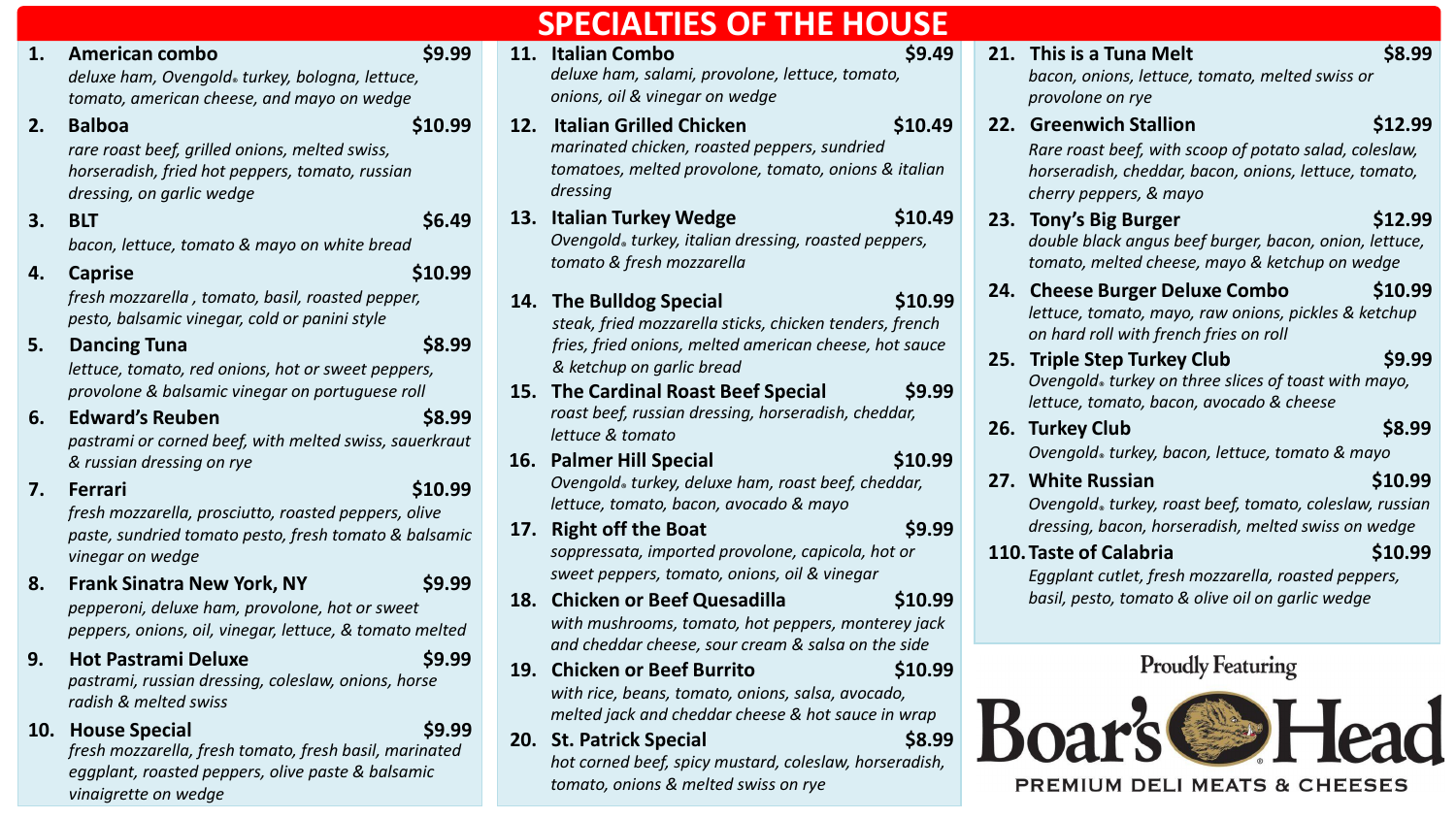# SPECIALTIES OF THE HOUSE

1. **American combo** — $9.99
   *deluxe ham, Ovengold® turkey, bologna, lettuce, tomato, american cheese, and mayo on wedge*

2. **Balboa** — $10.99
   *rare roast beef, grilled onions, melted swiss, horseradish, fried hot peppers, tomato, russian dressing, on garlic wedge*

3. **BLT** — $6.49
   *bacon, lettuce, tomato & mayo on white bread*

4. **Caprise** — $10.99
   *fresh mozzarella , tomato, basil, roasted pepper, pesto, balsamic vinegar, cold or panini style*

5. **Dancing Tuna** — $8.99
   *lettuce, tomato, red onions, hot or sweet peppers, provolone & balsamic vinegar on portuguese roll*

6. **Edward's Reuben** — $8.99
   *pastrami or corned beef, with melted swiss, sauerkraut & russian dressing on rye*

7. **Ferrari** — $10.99
   *fresh mozzarella, prosciutto, roasted peppers, olive paste, sundried tomato pesto, fresh tomato & balsamic vinegar on wedge*

8. **Frank Sinatra New York, NY** — $9.99
   *pepperoni, deluxe ham, provolone, hot or sweet peppers, onions, oil, vinegar, lettuce, & tomato melted*

9. **Hot Pastrami Deluxe** — $9.99
   *pastrami, russian dressing, coleslaw, onions, horse radish & melted swiss*

10. **House Special** — $9.99
    *fresh mozzarella, fresh tomato, fresh basil, marinated eggplant, roasted peppers, olive paste & balsamic vinaigrette on wedge*

11. **Italian Combo** — $9.49
    *deluxe ham, salami, provolone, lettuce, tomato, onions, oil & vinegar on wedge*

12. **Italian Grilled Chicken** — $10.49
    *marinated chicken, roasted peppers, sundried tomatoes, melted provolone, tomato, onions & italian dressing*

13. **Italian Turkey Wedge** — $10.49
    *Ovengold® turkey, italian dressing, roasted peppers, tomato & fresh mozzarella*

14. **The Bulldog Special** — $10.99
    *steak, fried mozzarella sticks, chicken tenders, french fries, fried onions, melted american cheese, hot sauce & ketchup on garlic bread*

15. **The Cardinal Roast Beef Special** — $9.99
    *roast beef, russian dressing, horseradish, cheddar, lettuce & tomato*

16. **Palmer Hill Special** — $10.99
    *Ovengold® turkey, deluxe ham, roast beef, cheddar, lettuce, tomato, bacon, avocado & mayo*

17. **Right off the Boat** — $9.99
    *soppressata, imported provolone, capicola, hot or sweet peppers, tomato, onions, oil & vinegar*

18. **Chicken or Beef Quesadilla** — $10.99
    *with mushrooms, tomato, hot peppers, monterey jack and cheddar cheese, sour cream & salsa on the side*

19. **Chicken or Beef Burrito** — $10.99
    *with rice, beans, tomato, onions, salsa, avocado, melted jack and cheddar cheese & hot sauce in wrap*

20. **St. Patrick Special** — $8.99
    *hot corned beef, spicy mustard, coleslaw, horseradish, tomato, onions & melted swiss on rye*

21. **This is a Tuna Melt** — $8.99
    *bacon, onions, lettuce, tomato, melted swiss or provolone on rye*

22. **Greenwich Stallion** — $12.99
    *Rare roast beef, with scoop of potato salad, coleslaw, horseradish, cheddar, bacon, onions, lettuce, tomato, cherry peppers, & mayo*

23. **Tony's Big Burger** — $12.99
    *double black angus beef burger, bacon, onion, lettuce, tomato, melted cheese, mayo & ketchup on wedge*

24. **Cheese Burger Deluxe Combo** — $10.99
    *lettuce, tomato, mayo, raw onions, pickles & ketchup on hard roll with french fries on roll*

25. **Triple Step Turkey Club** — $9.99
    *Ovengold® turkey on three slices of toast with mayo, lettuce, tomato, bacon, avocado & cheese*

26. **Turkey Club** — $8.99
    *Ovengold® turkey, bacon, lettuce, tomato & mayo*

27. **White Russian** — $10.99
    *Ovengold® turkey, roast beef, tomato, coleslaw, russian dressing, bacon, horseradish, melted swiss on wedge*

110. **Taste of Calabria** — $10.99
     *Eggplant cutlet, fresh mozzarella, roasted peppers, basil, pesto, tomato & olive oil on garlic wedge*

Proudly Featuring

**Boar's Head**

PREMIUM DELI MEATS & CHEESES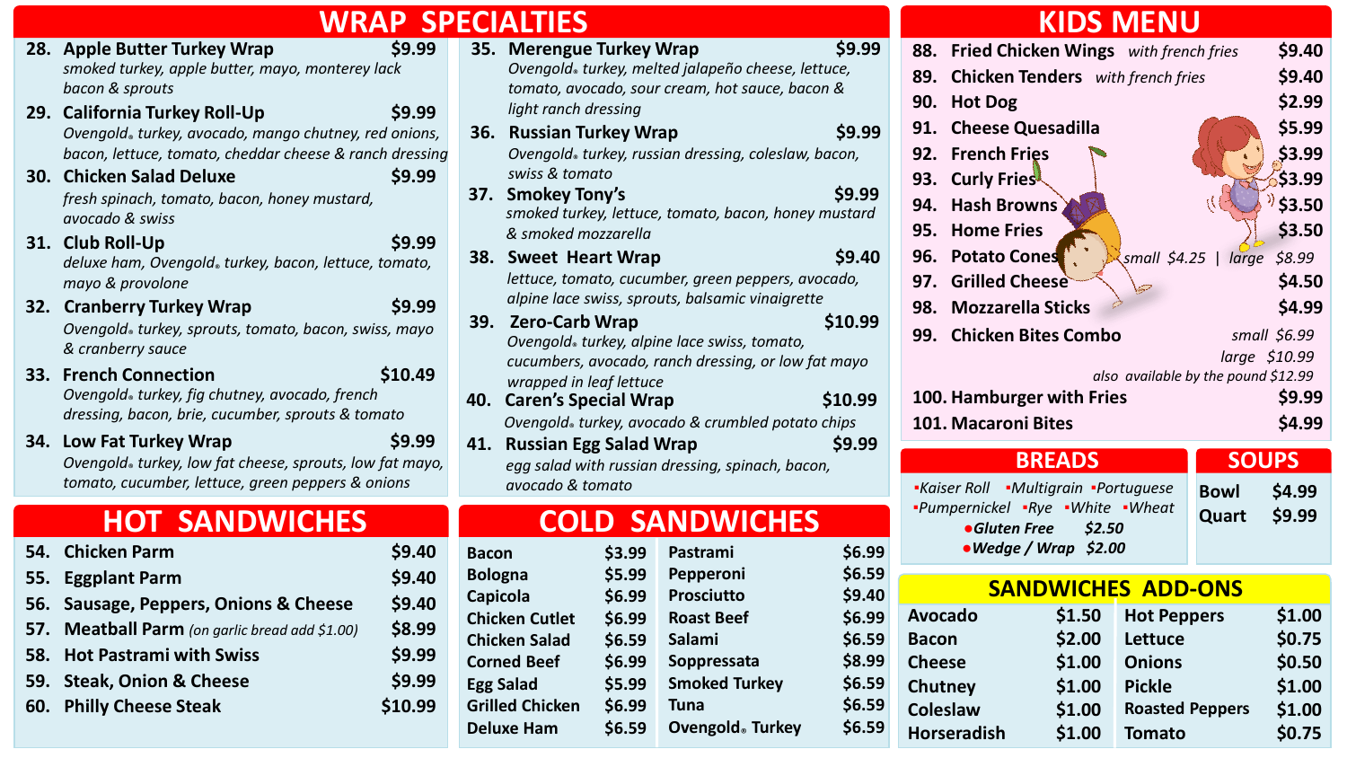# WRAP SPECIALTIES

**28. Apple Butter Turkey Wrap** — $9.99
*smoked turkey, apple butter, mayo, monterey lack bacon & sprouts*

**29. California Turkey Roll-Up** — $9.99
*Ovengold® turkey, avocado, mango chutney, red onions, bacon, lettuce, tomato, cheddar cheese & ranch dressing*

**30. Chicken Salad Deluxe** — $9.99
*fresh spinach, tomato, bacon, honey mustard, avocado & swiss*

**31. Club Roll-Up** — $9.99
*deluxe ham, Ovengold® turkey, bacon, lettuce, tomato, mayo & provolone*

**32. Cranberry Turkey Wrap** — $9.99
*Ovengold® turkey, sprouts, tomato, bacon, swiss, mayo & cranberry sauce*

**33. French Connection** — $10.49
*Ovengold® turkey, fig chutney, avocado, french dressing, bacon, brie, cucumber, sprouts & tomato*

**34. Low Fat Turkey Wrap** — $9.99
*Ovengold® turkey, low fat cheese, sprouts, low fat mayo, tomato, cucumber, lettuce, green peppers & onions*

**35. Merengue Turkey Wrap** — $9.99
*Ovengold® turkey, melted jalapeño cheese, lettuce, tomato, avocado, sour cream, hot sauce, bacon & light ranch dressing*

**36. Russian Turkey Wrap** — $9.99
*Ovengold® turkey, russian dressing, coleslaw, bacon, swiss & tomato*

**37. Smokey Tony's** — $9.99
*smoked turkey, lettuce, tomato, bacon, honey mustard & smoked mozzarella*

**38. Sweet Heart Wrap** — $9.40
*lettuce, tomato, cucumber, green peppers, avocado, alpine lace swiss, sprouts, balsamic vinaigrette*

**39. Zero-Carb Wrap** — $10.99
*Ovengold® turkey, alpine lace swiss, tomato, cucumbers, avocado, ranch dressing, or low fat mayo wrapped in leaf lettuce*

**40. Caren's Special Wrap** — $10.99
*Ovengold® turkey, avocado & crumbled potato chips*

**41. Russian Egg Salad Wrap** — $9.99
*egg salad with russian dressing, spinach, bacon, avocado & tomato*

# KIDS MENU

| # | Item | Price |
|---|---|---|
| 88. | Fried Chicken Wings *with french fries* | $9.40 |
| 89. | Chicken Tenders *with french fries* | $9.40 |
| 90. | Hot Dog | $2.99 |
| 91. | Cheese Quesadilla | $5.99 |
| 92. | French Fries | $3.99 |
| 93. | Curly Fries | $3.99 |
| 94. | Hash Browns | $3.50 |
| 95. | Home Fries | $3.50 |
| 96. | Potato Cones | *small $4.25 \| large $8.99* |
| 97. | Grilled Cheese | $4.50 |
| 98. | Mozzarella Sticks | $4.99 |
| 99. | Chicken Bites Combo | *small $6.99, large $10.99, also available by the pound $12.99* |
| 100. | Hamburger with Fries | $9.99 |
| 101. | Macaroni Bites | $4.99 |

# BREADS

*▪Kaiser Roll ▪Multigrain ▪Portuguese ▪Pumpernickel ▪Rye ▪White ▪Wheat*

- ***Gluten Free** $2.50*
- ***Wedge / Wrap** $2.00*

# SOUPS

| | |
|---|---|
| Bowl | $4.99 |
| Quart | $9.99 |

# HOT SANDWICHES

| # | Item | Price |
|---|---|---|
| 54. | Chicken Parm | $9.40 |
| 55. | Eggplant Parm | $9.40 |
| 56. | Sausage, Peppers, Onions & Cheese | $9.40 |
| 57. | Meatball Parm *(on garlic bread add $1.00)* | $8.99 |
| 58. | Hot Pastrami with Swiss | $9.99 |
| 59. | Steak, Onion & Cheese | $9.99 |
| 60. | Philly Cheese Steak | $10.99 |

# COLD SANDWICHES

| Item | Price | Item | Price |
|---|---|---|---|
| Bacon | $3.99 | Pastrami | $6.99 |
| Bologna | $5.99 | Pepperoni | $6.59 |
| Capicola | $6.99 | Prosciutto | $9.40 |
| Chicken Cutlet | $6.99 | Roast Beef | $6.99 |
| Chicken Salad | $6.59 | Salami | $6.59 |
| Corned Beef | $6.99 | Soppressata | $8.99 |
| Egg Salad | $5.99 | Smoked Turkey | $6.59 |
| Grilled Chicken | $6.99 | Tuna | $6.59 |
| Deluxe Ham | $6.59 | Ovengold® Turkey | $6.59 |

# SANDWICHES ADD-ONS

| Item | Price | Item | Price |
|---|---|---|---|
| Avocado | $1.50 | Hot Peppers | $1.00 |
| Bacon | $2.00 | Lettuce | $0.75 |
| Cheese | $1.00 | Onions | $0.50 |
| Chutney | $1.00 | Pickle | $1.00 |
| Coleslaw | $1.00 | Roasted Peppers | $1.00 |
| Horseradish | $1.00 | Tomato | $0.75 |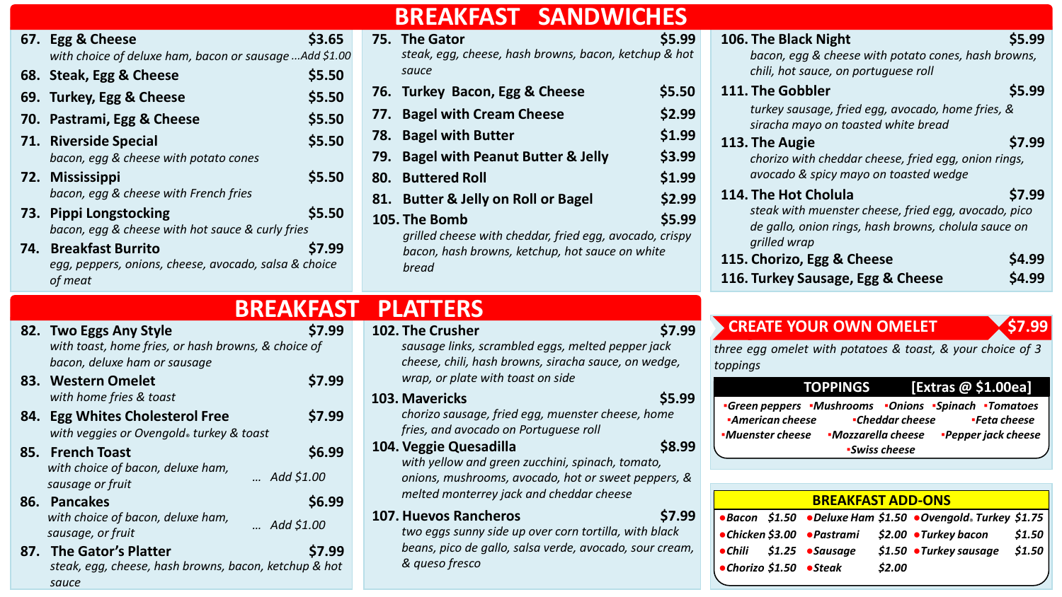# BREAKFAST SANDWICHES

**67. Egg & Cheese** — $3.65
*with choice of deluxe ham, bacon or sausage …Add $1.00*

**68. Steak, Egg & Cheese** — $5.50

**69. Turkey, Egg & Cheese** — $5.50

**70. Pastrami, Egg & Cheese** — $5.50

**71. Riverside Special** — $5.50
*bacon, egg & cheese with potato cones*

**72. Mississippi** — $5.50
*bacon, egg & cheese with French fries*

**73. Pippi Longstocking** — $5.50
*bacon, egg & cheese with hot sauce & curly fries*

**74. Breakfast Burrito** — $7.99
*egg, peppers, onions, cheese, avocado, salsa & choice of meat*

**75. The Gator** — $5.99
*steak, egg, cheese, hash browns, bacon, ketchup & hot sauce*

**76. Turkey Bacon, Egg & Cheese** — $5.50

**77. Bagel with Cream Cheese** — $2.99

**78. Bagel with Butter** — $1.99

**79. Bagel with Peanut Butter & Jelly** — $3.99

**80. Buttered Roll** — $1.99

**81. Butter & Jelly on Roll or Bagel** — $2.99

**105. The Bomb** — $5.99
*grilled cheese with cheddar, fried egg, avocado, crispy bacon, hash browns, ketchup, hot sauce on white bread*

**106. The Black Night** — $5.99
*bacon, egg & cheese with potato cones, hash browns, chili, hot sauce, on portuguese roll*

**111. The Gobbler** — $5.99
*turkey sausage, fried egg, avocado, home fries, & siracha mayo on toasted white bread*

**113. The Augie** — $7.99
*chorizo with cheddar cheese, fried egg, onion rings, avocado & spicy mayo on toasted wedge*

**114. The Hot Cholula** — $7.99
*steak with muenster cheese, fried egg, avocado, pico de gallo, onion rings, hash browns, cholula sauce on grilled wrap*

**115. Chorizo, Egg & Cheese** — $4.99

**116. Turkey Sausage, Egg & Cheese** — $4.99

# BREAKFAST PLATTERS

**82. Two Eggs Any Style** — $7.99
*with toast, home fries, or hash browns, & choice of bacon, deluxe ham or sausage*

**83. Western Omelet** — $7.99
*with home fries & toast*

**84. Egg Whites Cholesterol Free** — $7.99
*with veggies or Ovengold® turkey & toast*

**85. French Toast** — $6.99
*with choice of bacon, deluxe ham, sausage or fruit … Add $1.00*

**86. Pancakes** — $6.99
*with choice of bacon, deluxe ham, sausage, or fruit … Add $1.00*

**87. The Gator's Platter** — $7.99
*steak, egg, cheese, hash browns, bacon, ketchup & hot sauce*

**102. The Crusher** — $7.99
*sausage links, scrambled eggs, melted pepper jack cheese, chili, hash browns, siracha sauce, on wedge, wrap, or plate with toast on side*

**103. Mavericks** — $5.99
*chorizo sausage, fried egg, muenster cheese, home fries, and avocado on Portuguese roll*

**104. Veggie Quesadilla** — $8.99
*with yellow and green zucchini, spinach, tomato, onions, mushrooms, avocado, hot or sweet peppers, & melted monterrey jack and cheddar cheese*

**107. Huevos Rancheros** — $7.99
*two eggs sunny side up over corn tortilla, with black beans, pico de gallo, salsa verde, avocado, sour cream, & queso fresco*

## CREATE YOUR OWN OMELET — $7.99

*three egg omelet with potatoes & toast, & your choice of 3 toppings*

### TOPPINGS [Extras @ $1.00ea]

- *Green peppers*
- *Mushrooms*
- *Onions*
- *Spinach*
- *Tomatoes*
- *American cheese*
- *Cheddar cheese*
- *Feta cheese*
- *Muenster cheese*
- *Mozzarella cheese*
- *Pepper jack cheese*
- *Swiss cheese*

## BREAKFAST ADD-ONS

| | | | | | |
|---|---|---|---|---|---|
| Bacon | $1.50 | Deluxe Ham | $1.50 | Ovengold® Turkey | $1.75 |
| Chicken | $3.00 | Pastrami | $2.00 | Turkey bacon | $1.50 |
| Chili | $1.25 | Sausage | $1.50 | Turkey sausage | $1.50 |
| Chorizo | $1.50 | Steak | $2.00 | | |